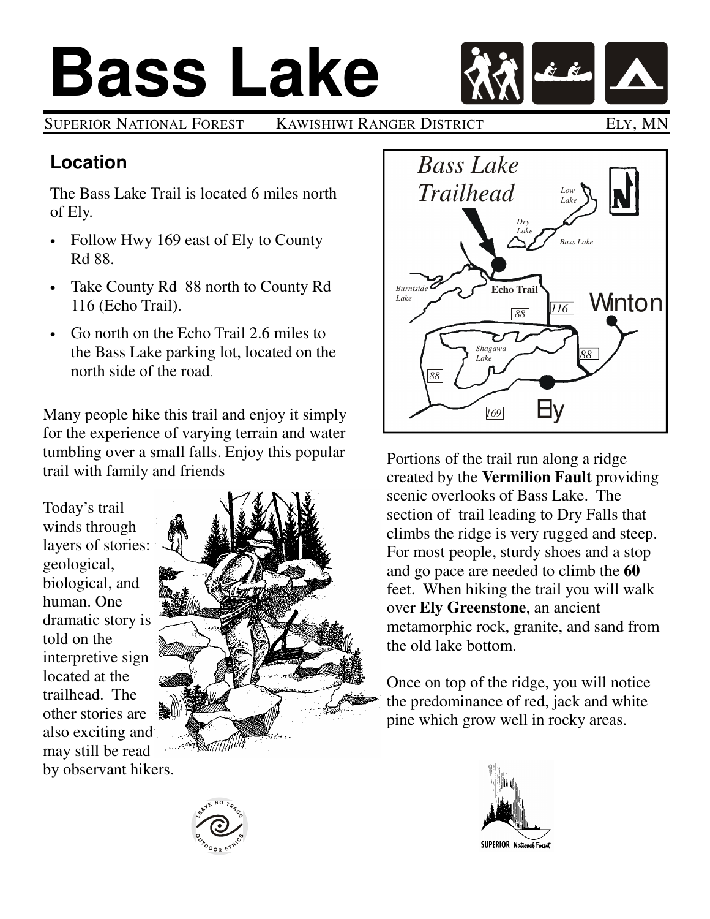# Bass Lake

SUPERIOR NATIONAL FOREST KAWISHIWI RANGER DISTRICT ELY, MN

## Location

The Bass Lake Trail is located 6 miles north of Ely.

- Follow Hwy 169 east of Ely to County Rd 88.
- Take County Rd 88 north to County Rd 116 (Echo Trail).
- Go north on the Echo Trail 2.6 miles to the Bass Lake parking lot, located on the north side of the road.

Many people hike this trail and enjoy it simply for the experience of varying terrain and water tumbling over a small falls. Enjoy this popular trail with family and friends

Today's trail winds through layers of stories: geological, biological, and human. One dramatic story is told on the interpretive sign located at the trailhead. The other stories are also exciting and may still be read by observant hikers.

Portions of the trail run along a ridge created by the **Vermilion Fault** providing scenic overlooks of Bass Lake. The section of trail leading to Dry Falls that climbs the ridge is very rugged and steep. For most people, sturdy shoes and a stop and go pace are needed to climb the **60** feet. When hiking the trail you will walk over **Ely Greenstone**, an ancient metamorphic rock, granite, and sand from the old lake bottom.

Once on top of the ridge, you will notice the predominance of red, jack and white pine which grow well in rocky areas.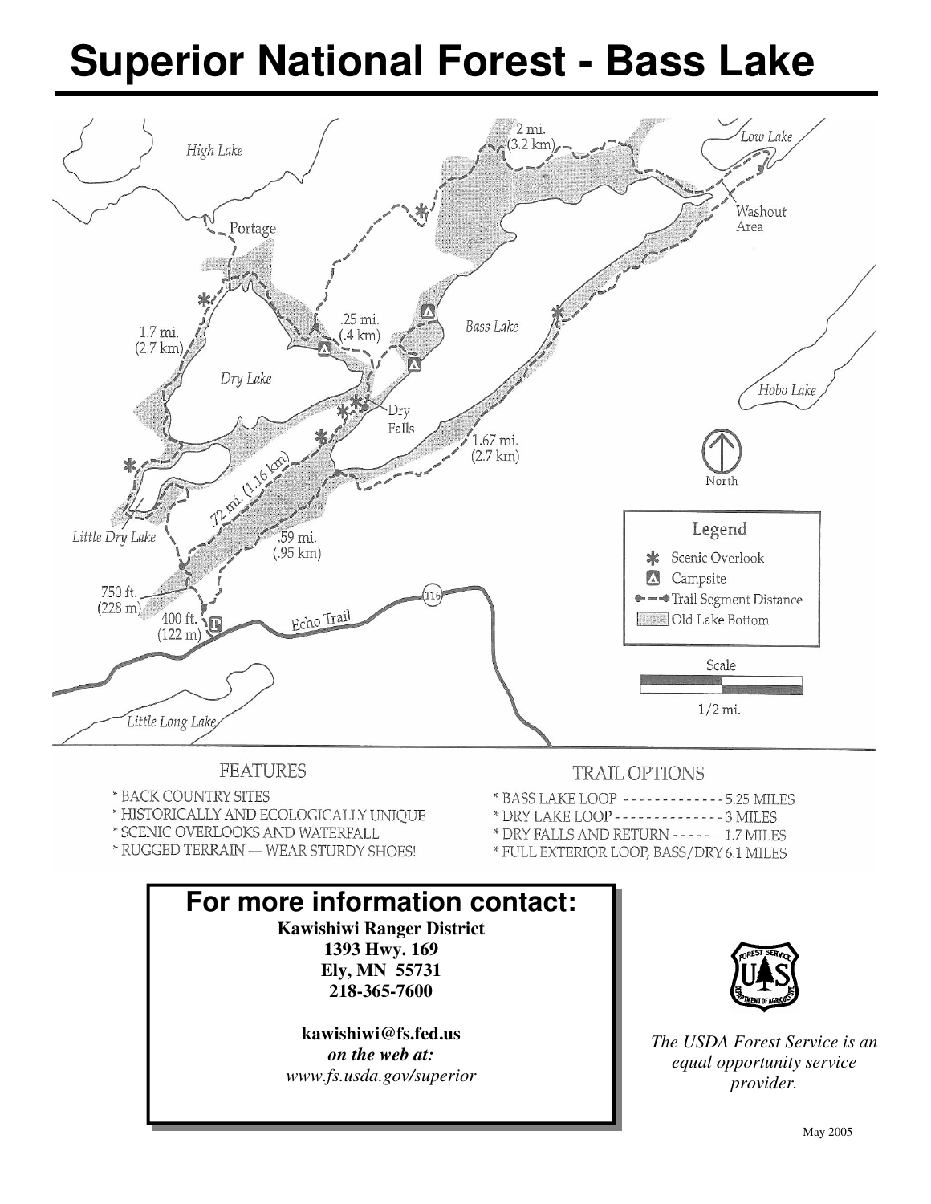# Superior National Forest - Bass Lake

High Lake

Low Lake

2 mi.
(3.2 km)

Portage

Washout
Area

1.7 mi.
(2.7 km)

.25 mi.
(.4 km)

Bass Lake

Dry Lake

Hobo Lake

Dry
Falls

1.67 mi.
(2.7 km)

North

.72 mi. (1.16 km)

Little Dry Lake

.59 mi.
(.95 km)

750 ft.
(228 m)

400 ft.
(122 m)

116

Echo Trail

Little Long Lake

Legend

Scenic Overlook

Campsite

Trail Segment Distance

Old Lake Bottom

Scale

1/2 mi.

## FEATURES

* BACK COUNTRY SITES
* HISTORICALLY AND ECOLOGICALLY UNIQUE
* SCENIC OVERLOOKS AND WATERFALL
* RUGGED TERRAIN — WEAR STURDY SHOES!

## TRAIL OPTIONS

* BASS LAKE LOOP ------------- 5.25 MILES
* DRY LAKE LOOP -------------- 3 MILES
* DRY FALLS AND RETURN -------1.7 MILES
* FULL EXTERIOR LOOP, BASS/DRY 6.1 MILES

## For more information contact:

**Kawishiwi Ranger District**
**1393 Hwy. 169**
**Ely, MN 55731**
**218-365-7600**

**kawishiwi@fs.fed.us**
***on the web at:***
*www.fs.usda.gov/superior*

*The USDA Forest Service is an equal opportunity service provider.*

May 2005